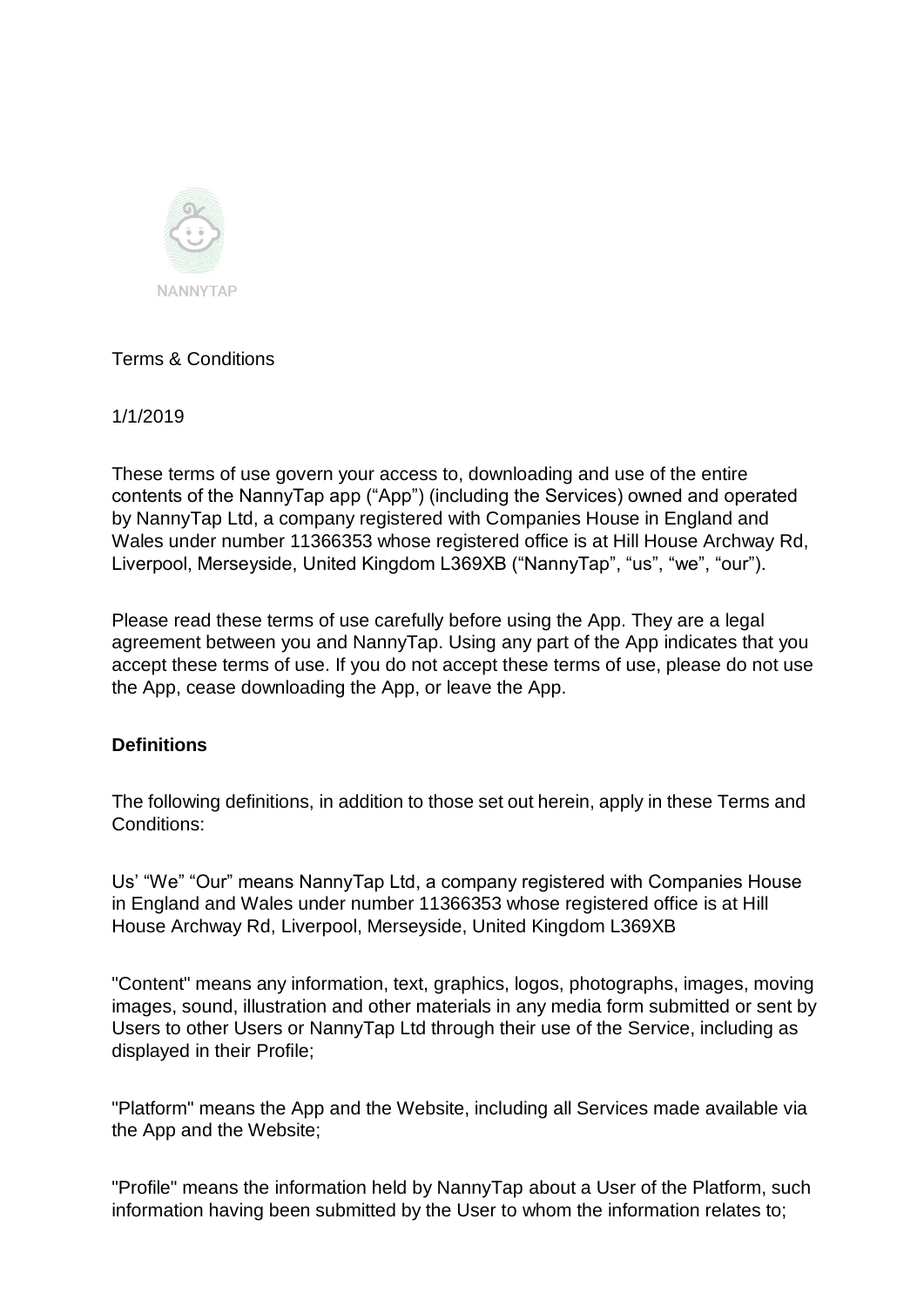NANNYTAP

Terms & Conditions

1/1/2019

These terms of use govern your access to, downloading and use of the entire contents of the NannyTap app ("App") (including the Services) owned and operated by NannyTap Ltd, a company registered with Companies House in England and Wales under number 11366353 whose registered office is at Hill House Archway Rd, Liverpool, Merseyside, United Kingdom L369XB ("NannyTap", "us", "we", "our").

Please read these terms of use carefully before using the App. They are a legal agreement between you and NannyTap. Using any part of the App indicates that you accept these terms of use. If you do not accept these terms of use, please do not use the App, cease downloading the App, or leave the App.

**Definitions**

The following definitions, in addition to those set out herein, apply in these Terms and Conditions:

Us' "We" "Our" means NannyTap Ltd, a company registered with Companies House in England and Wales under number 11366353 whose registered office is at Hill House Archway Rd, Liverpool, Merseyside, United Kingdom L369XB

"Content" means any information, text, graphics, logos, photographs, images, moving images, sound, illustration and other materials in any media form submitted or sent by Users to other Users or NannyTap Ltd through their use of the Service, including as displayed in their Profile;

"Platform" means the App and the Website, including all Services made available via the App and the Website;

"Profile" means the information held by NannyTap about a User of the Platform, such information having been submitted by the User to whom the information relates to;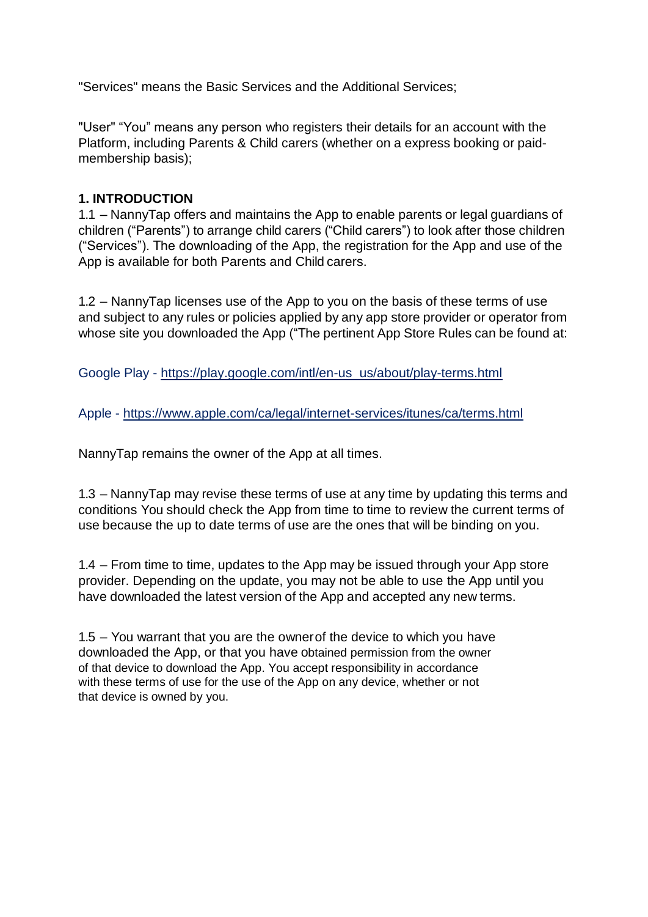"Services" means the Basic Services and the Additional Services;

"User" "You" means any person who registers their details for an account with the Platform, including Parents & Child carers (whether on a express booking or paid-membership basis);

**1. INTRODUCTION**

1.1 – NannyTap offers and maintains the App to enable parents or legal guardians of children ("Parents") to arrange child carers ("Child carers") to look after those children ("Services"). The downloading of the App, the registration for the App and use of the App is available for both Parents and Child carers.

1.2 – NannyTap licenses use of the App to you on the basis of these terms of use and subject to any rules or policies applied by any app store provider or operator from whose site you downloaded the App ("The pertinent App Store Rules can be found at:

Google Play - [https://play.google.com/intl/en-us_us/about/play-terms.html](https://play.google.com/intl/en-us_us/about/play-terms.html)

Apple - [https://www.apple.com/ca/legal/internet-services/itunes/ca/terms.html](https://www.apple.com/ca/legal/internet-services/itunes/ca/terms.html)

NannyTap remains the owner of the App at all times.

1.3 – NannyTap may revise these terms of use at any time by updating this terms and conditions You should check the App from time to time to review the current terms of use because the up to date terms of use are the ones that will be binding on you.

1.4 – From time to time, updates to the App may be issued through your App store provider. Depending on the update, you may not be able to use the App until you have downloaded the latest version of the App and accepted any new terms.

1.5 – You warrant that you are the ownerof the device to which you have downloaded the App, or that you have obtained permission from the owner of that device to download the App. You accept responsibility in accordance with these terms of use for the use of the App on any device, whether or not that device is owned by you.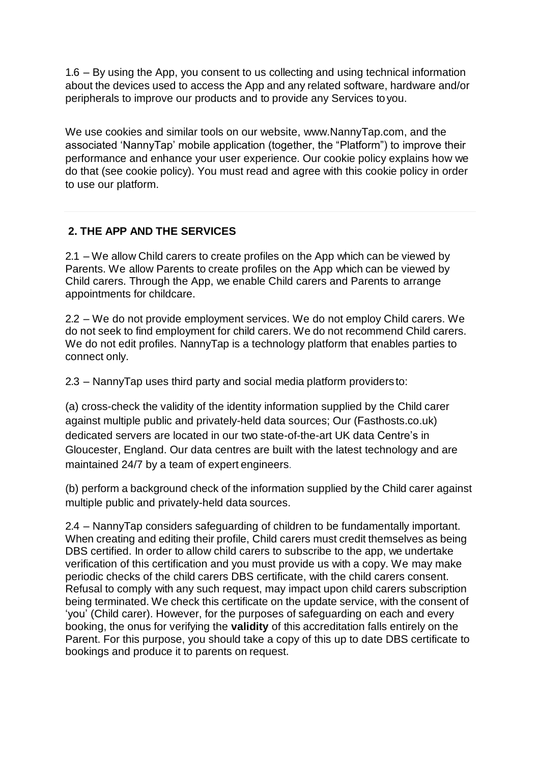1.6 – By using the App, you consent to us collecting and using technical information about the devices used to access the App and any related software, hardware and/or peripherals to improve our products and to provide any Services to you.

We use cookies and similar tools on our website, www.NannyTap.com, and the associated 'NannyTap' mobile application (together, the "Platform") to improve their performance and enhance your user experience. Our cookie policy explains how we do that (see cookie policy). You must read and agree with this cookie policy in order to use our platform.

---

## 2. THE APP AND THE SERVICES

2.1 – We allow Child carers to create profiles on the App which can be viewed by Parents. We allow Parents to create profiles on the App which can be viewed by Child carers. Through the App, we enable Child carers and Parents to arrange appointments for childcare.

2.2 – We do not provide employment services. We do not employ Child carers. We do not seek to find employment for child carers. We do not recommend Child carers. We do not edit profiles. NannyTap is a technology platform that enables parties to connect only.

2.3 – NannyTap uses third party and social media platform providers to:

(a) cross-check the validity of the identity information supplied by the Child carer against multiple public and privately-held data sources; Our (Fasthosts.co.uk) dedicated servers are located in our two state-of-the-art UK data Centre's in Gloucester, England. Our data centres are built with the latest technology and are maintained 24/7 by a team of expert engineers.

(b) perform a background check of the information supplied by the Child carer against multiple public and privately-held data sources.

2.4 – NannyTap considers safeguarding of children to be fundamentally important. When creating and editing their profile, Child carers must credit themselves as being DBS certified. In order to allow child carers to subscribe to the app, we undertake verification of this certification and you must provide us with a copy. We may make periodic checks of the child carers DBS certificate, with the child carers consent. Refusal to comply with any such request, may impact upon child carers subscription being terminated. We check this certificate on the update service, with the consent of 'you' (Child carer). However, for the purposes of safeguarding on each and every booking, the onus for verifying the **validity** of this accreditation falls entirely on the Parent. For this purpose, you should take a copy of this up to date DBS certificate to bookings and produce it to parents on request.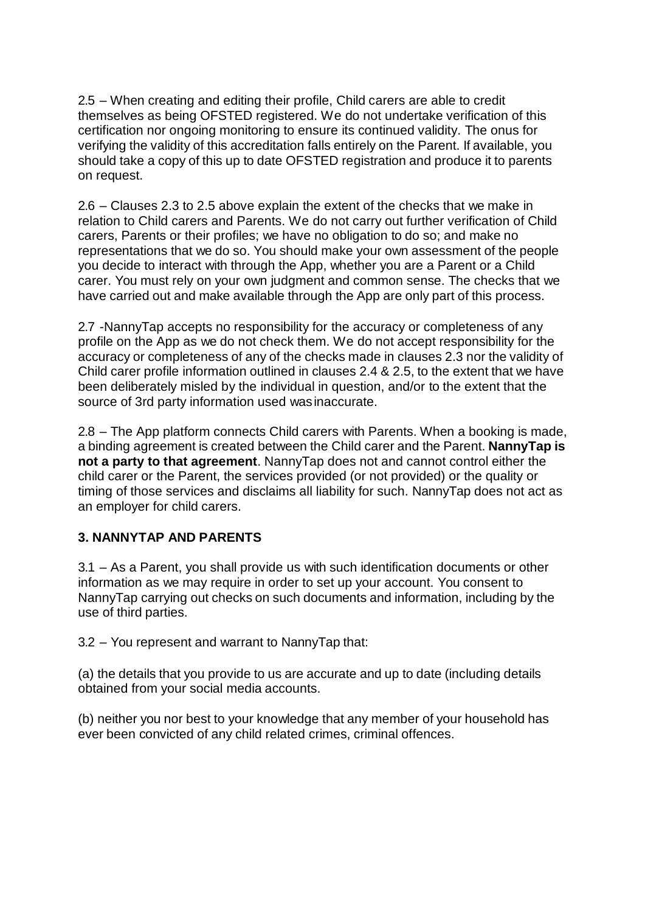2.5 – When creating and editing their profile, Child carers are able to credit themselves as being OFSTED registered. We do not undertake verification of this certification nor ongoing monitoring to ensure its continued validity. The onus for verifying the validity of this accreditation falls entirely on the Parent. If available, you should take a copy of this up to date OFSTED registration and produce it to parents on request.

2.6 – Clauses 2.3 to 2.5 above explain the extent of the checks that we make in relation to Child carers and Parents. We do not carry out further verification of Child carers, Parents or their profiles; we have no obligation to do so; and make no representations that we do so. You should make your own assessment of the people you decide to interact with through the App, whether you are a Parent or a Child carer. You must rely on your own judgment and common sense. The checks that we have carried out and make available through the App are only part of this process.

2.7 -NannyTap accepts no responsibility for the accuracy or completeness of any profile on the App as we do not check them. We do not accept responsibility for the accuracy or completeness of any of the checks made in clauses 2.3 nor the validity of Child carer profile information outlined in clauses 2.4 & 2.5, to the extent that we have been deliberately misled by the individual in question, and/or to the extent that the source of 3rd party information used wasinaccurate.

2.8 – The App platform connects Child carers with Parents. When a booking is made, a binding agreement is created between the Child carer and the Parent. **NannyTap is not a party to that agreement**. NannyTap does not and cannot control either the child carer or the Parent, the services provided (or not provided) or the quality or timing of those services and disclaims all liability for such. NannyTap does not act as an employer for child carers.

### 3. NANNYTAP AND PARENTS

3.1 – As a Parent, you shall provide us with such identification documents or other information as we may require in order to set up your account. You consent to NannyTap carrying out checks on such documents and information, including by the use of third parties.

3.2 – You represent and warrant to NannyTap that:

(a) the details that you provide to us are accurate and up to date (including details obtained from your social media accounts.

(b) neither you nor best to your knowledge that any member of your household has ever been convicted of any child related crimes, criminal offences.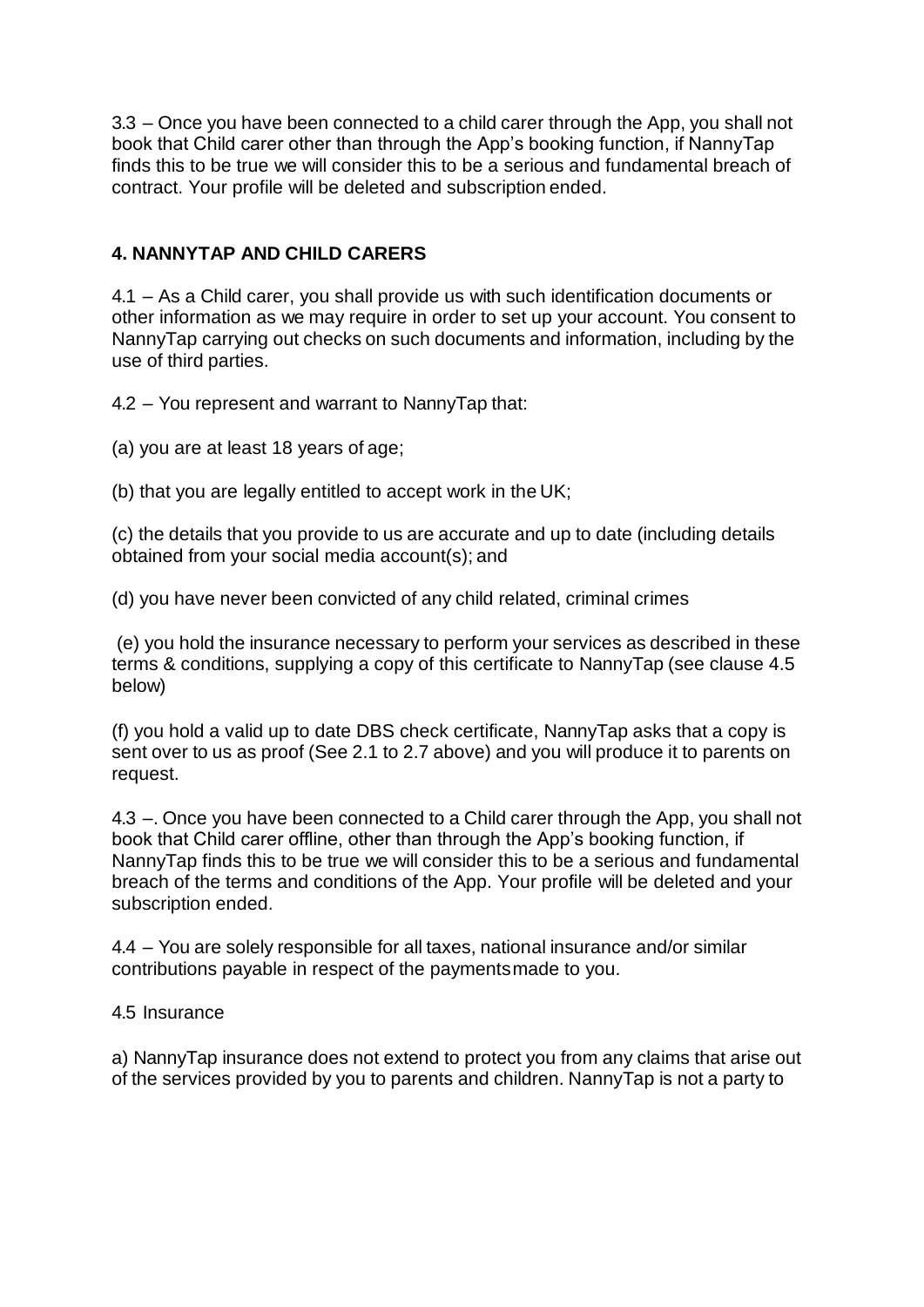3.3 – Once you have been connected to a child carer through the App, you shall not book that Child carer other than through the App's booking function, if NannyTap finds this to be true we will consider this to be a serious and fundamental breach of contract. Your profile will be deleted and subscription ended.

## 4. NANNYTAP AND CHILD CARERS

4.1 – As a Child carer, you shall provide us with such identification documents or other information as we may require in order to set up your account. You consent to NannyTap carrying out checks on such documents and information, including by the use of third parties.

4.2 – You represent and warrant to NannyTap that:

(a) you are at least 18 years of age;

(b) that you are legally entitled to accept work in the UK;

(c) the details that you provide to us are accurate and up to date (including details obtained from your social media account(s); and

(d) you have never been convicted of any child related, criminal crimes

(e) you hold the insurance necessary to perform your services as described in these terms & conditions, supplying a copy of this certificate to NannyTap (see clause 4.5 below)

(f) you hold a valid up to date DBS check certificate, NannyTap asks that a copy is sent over to us as proof (See 2.1 to 2.7 above) and you will produce it to parents on request.

4.3 –. Once you have been connected to a Child carer through the App, you shall not book that Child carer offline, other than through the App's booking function, if NannyTap finds this to be true we will consider this to be a serious and fundamental breach of the terms and conditions of the App. Your profile will be deleted and your subscription ended.

4.4 – You are solely responsible for all taxes, national insurance and/or similar contributions payable in respect of the paymentsmade to you.

4.5 Insurance

a) NannyTap insurance does not extend to protect you from any claims that arise out of the services provided by you to parents and children. NannyTap is not a party to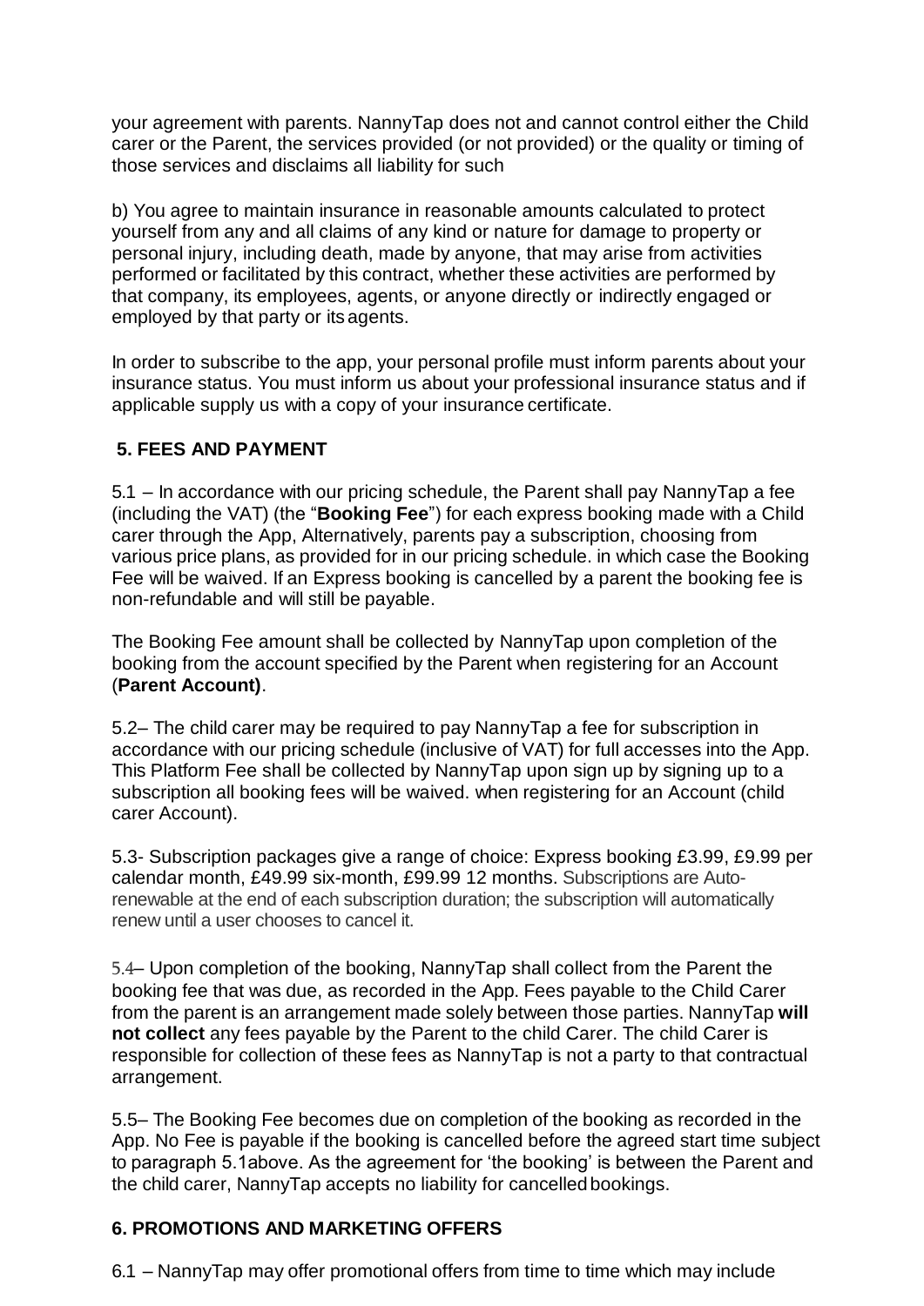your agreement with parents. NannyTap does not and cannot control either the Child carer or the Parent, the services provided (or not provided) or the quality or timing of those services and disclaims all liability for such

b) You agree to maintain insurance in reasonable amounts calculated to protect yourself from any and all claims of any kind or nature for damage to property or personal injury, including death, made by anyone, that may arise from activities performed or facilitated by this contract, whether these activities are performed by that company, its employees, agents, or anyone directly or indirectly engaged or employed by that party or its agents.

In order to subscribe to the app, your personal profile must inform parents about your insurance status. You must inform us about your professional insurance status and if applicable supply us with a copy of your insurance certificate.

## 5. FEES AND PAYMENT

5.1 – In accordance with our pricing schedule, the Parent shall pay NannyTap a fee (including the VAT) (the "**Booking Fee**") for each express booking made with a Child carer through the App, Alternatively, parents pay a subscription, choosing from various price plans, as provided for in our pricing schedule. in which case the Booking Fee will be waived. If an Express booking is cancelled by a parent the booking fee is non-refundable and will still be payable.

The Booking Fee amount shall be collected by NannyTap upon completion of the booking from the account specified by the Parent when registering for an Account (**Parent Account)**.

5.2– The child carer may be required to pay NannyTap a fee for subscription in accordance with our pricing schedule (inclusive of VAT) for full accesses into the App. This Platform Fee shall be collected by NannyTap upon sign up by signing up to a subscription all booking fees will be waived. when registering for an Account (child carer Account).

5.3- Subscription packages give a range of choice: Express booking £3.99, £9.99 per calendar month, £49.99 six-month, £99.99 12 months. Subscriptions are Auto-renewable at the end of each subscription duration; the subscription will automatically renew until a user chooses to cancel it.

5.4– Upon completion of the booking, NannyTap shall collect from the Parent the booking fee that was due, as recorded in the App. Fees payable to the Child Carer from the parent is an arrangement made solely between those parties. NannyTap **will not collect** any fees payable by the Parent to the child Carer. The child Carer is responsible for collection of these fees as NannyTap is not a party to that contractual arrangement.

5.5– The Booking Fee becomes due on completion of the booking as recorded in the App. No Fee is payable if the booking is cancelled before the agreed start time subject to paragraph 5.1above. As the agreement for 'the booking' is between the Parent and the child carer, NannyTap accepts no liability for cancelled bookings.

## 6. PROMOTIONS AND MARKETING OFFERS

6.1 – NannyTap may offer promotional offers from time to time which may include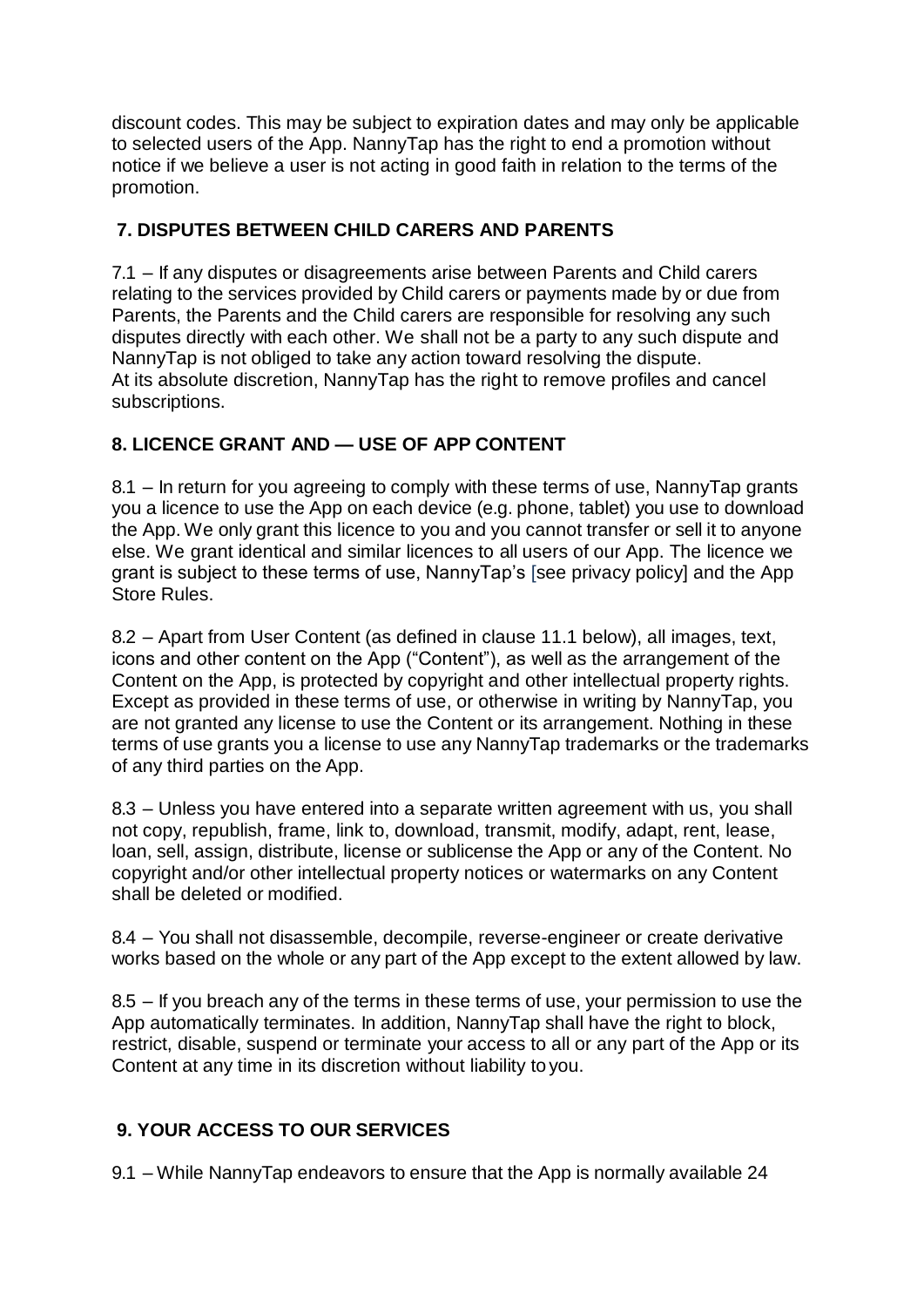discount codes. This may be subject to expiration dates and may only be applicable to selected users of the App. NannyTap has the right to end a promotion without notice if we believe a user is not acting in good faith in relation to the terms of the promotion.

## 7. DISPUTES BETWEEN CHILD CARERS AND PARENTS

7.1 – If any disputes or disagreements arise between Parents and Child carers relating to the services provided by Child carers or payments made by or due from Parents, the Parents and the Child carers are responsible for resolving any such disputes directly with each other. We shall not be a party to any such dispute and NannyTap is not obliged to take any action toward resolving the dispute.
At its absolute discretion, NannyTap has the right to remove profiles and cancel subscriptions.

## 8. LICENCE GRANT AND — USE OF APP CONTENT

8.1 – In return for you agreeing to comply with these terms of use, NannyTap grants you a licence to use the App on each device (e.g. phone, tablet) you use to download the App. We only grant this licence to you and you cannot transfer or sell it to anyone else. We grant identical and similar licences to all users of our App. The licence we grant is subject to these terms of use, NannyTap's [see privacy policy] and the App Store Rules.

8.2 – Apart from User Content (as defined in clause 11.1 below), all images, text, icons and other content on the App ("Content"), as well as the arrangement of the Content on the App, is protected by copyright and other intellectual property rights. Except as provided in these terms of use, or otherwise in writing by NannyTap, you are not granted any license to use the Content or its arrangement. Nothing in these terms of use grants you a license to use any NannyTap trademarks or the trademarks of any third parties on the App.

8.3 – Unless you have entered into a separate written agreement with us, you shall not copy, republish, frame, link to, download, transmit, modify, adapt, rent, lease, loan, sell, assign, distribute, license or sublicense the App or any of the Content. No copyright and/or other intellectual property notices or watermarks on any Content shall be deleted or modified.

8.4 – You shall not disassemble, decompile, reverse-engineer or create derivative works based on the whole or any part of the App except to the extent allowed by law.

8.5 – If you breach any of the terms in these terms of use, your permission to use the App automatically terminates. In addition, NannyTap shall have the right to block, restrict, disable, suspend or terminate your access to all or any part of the App or its Content at any time in its discretion without liability to you.

## 9. YOUR ACCESS TO OUR SERVICES

9.1 – While NannyTap endeavors to ensure that the App is normally available 24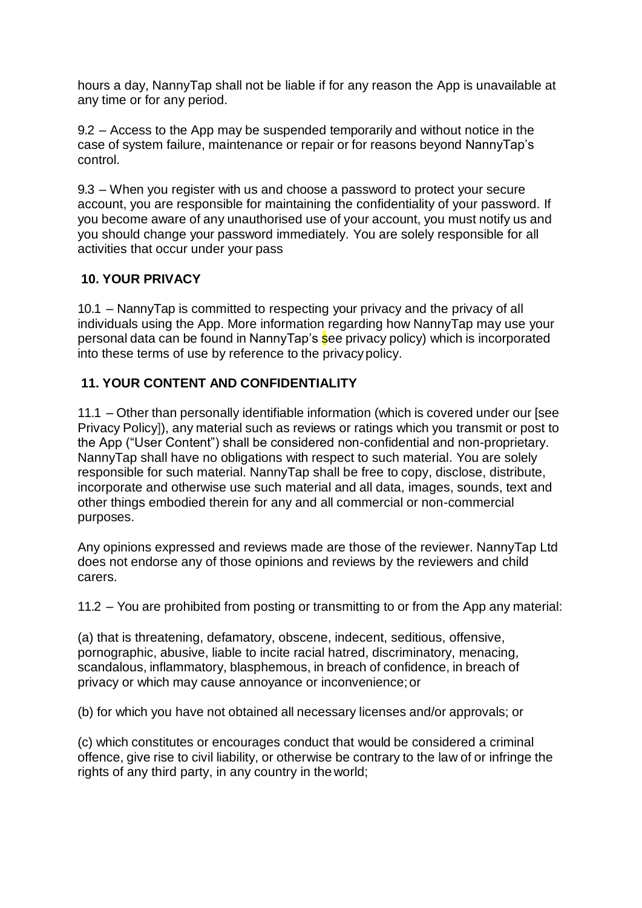hours a day, NannyTap shall not be liable if for any reason the App is unavailable at any time or for any period.

9.2 – Access to the App may be suspended temporarily and without notice in the case of system failure, maintenance or repair or for reasons beyond NannyTap's control.

9.3 – When you register with us and choose a password to protect your secure account, you are responsible for maintaining the confidentiality of your password. If you become aware of any unauthorised use of your account, you must notify us and you should change your password immediately. You are solely responsible for all activities that occur under your pass

## 10. YOUR PRIVACY

10.1 – NannyTap is committed to respecting your privacy and the privacy of all individuals using the App. More information regarding how NannyTap may use your personal data can be found in NannyTap's see privacy policy) which is incorporated into these terms of use by reference to the privacy policy.

## 11. YOUR CONTENT AND CONFIDENTIALITY

11.1 – Other than personally identifiable information (which is covered under our [see Privacy Policy]), any material such as reviews or ratings which you transmit or post to the App ("User Content") shall be considered non-confidential and non-proprietary. NannyTap shall have no obligations with respect to such material. You are solely responsible for such material. NannyTap shall be free to copy, disclose, distribute, incorporate and otherwise use such material and all data, images, sounds, text and other things embodied therein for any and all commercial or non-commercial purposes.

Any opinions expressed and reviews made are those of the reviewer. NannyTap Ltd does not endorse any of those opinions and reviews by the reviewers and child carers.

11.2 – You are prohibited from posting or transmitting to or from the App any material:

(a) that is threatening, defamatory, obscene, indecent, seditious, offensive, pornographic, abusive, liable to incite racial hatred, discriminatory, menacing, scandalous, inflammatory, blasphemous, in breach of confidence, in breach of privacy or which may cause annoyance or inconvenience; or

(b) for which you have not obtained all necessary licenses and/or approvals; or

(c) which constitutes or encourages conduct that would be considered a criminal offence, give rise to civil liability, or otherwise be contrary to the law of or infringe the rights of any third party, in any country in the world;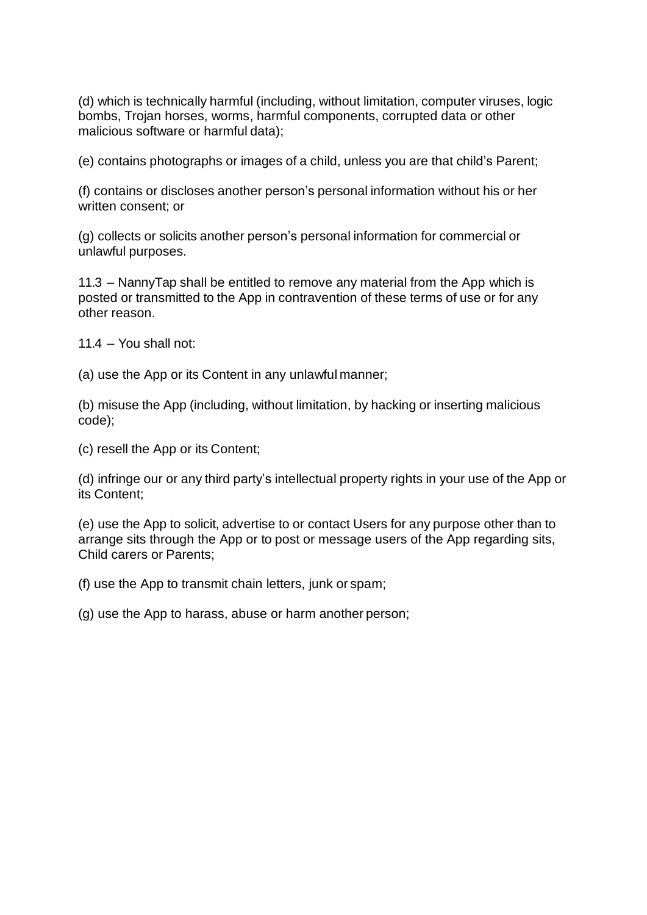(d) which is technically harmful (including, without limitation, computer viruses, logic bombs, Trojan horses, worms, harmful components, corrupted data or other malicious software or harmful data);

(e) contains photographs or images of a child, unless you are that child's Parent;

(f) contains or discloses another person's personal information without his or her written consent; or

(g) collects or solicits another person's personal information for commercial or unlawful purposes.

11.3 – NannyTap shall be entitled to remove any material from the App which is posted or transmitted to the App in contravention of these terms of use or for any other reason.

11.4 – You shall not:

(a) use the App or its Content in any unlawful manner;

(b) misuse the App (including, without limitation, by hacking or inserting malicious code);

(c) resell the App or its Content;

(d) infringe our or any third party's intellectual property rights in your use of the App or its Content;

(e) use the App to solicit, advertise to or contact Users for any purpose other than to arrange sits through the App or to post or message users of the App regarding sits, Child carers or Parents;

(f) use the App to transmit chain letters, junk or spam;

(g) use the App to harass, abuse or harm another person;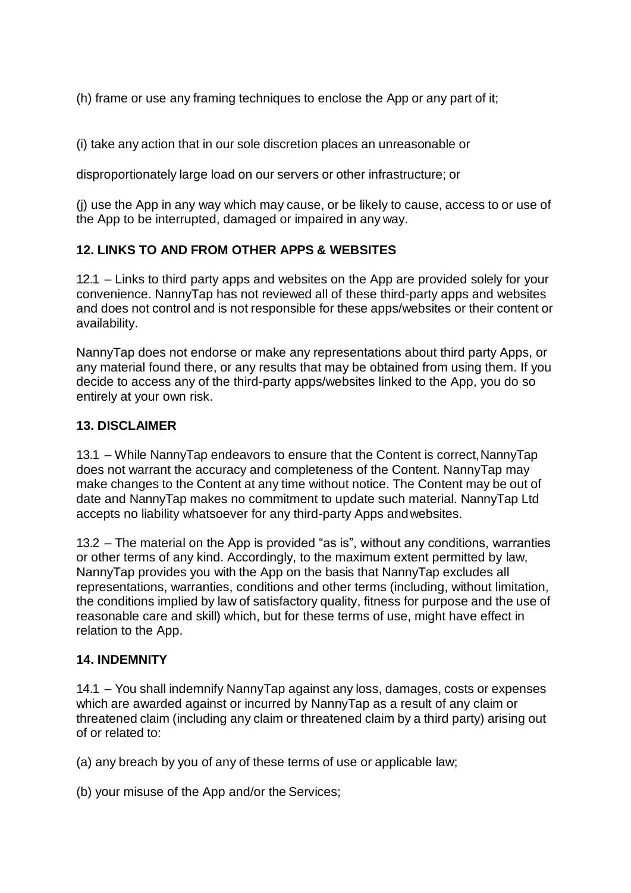(h) frame or use any framing techniques to enclose the App or any part of it;

(i) take any action that in our sole discretion places an unreasonable or disproportionately large load on our servers or other infrastructure; or

(j) use the App in any way which may cause, or be likely to cause, access to or use of the App to be interrupted, damaged or impaired in any way.

**12. LINKS TO AND FROM OTHER APPS & WEBSITES**

12.1 – Links to third party apps and websites on the App are provided solely for your convenience. NannyTap has not reviewed all of these third-party apps and websites and does not control and is not responsible for these apps/websites or their content or availability.

NannyTap does not endorse or make any representations about third party Apps, or any material found there, or any results that may be obtained from using them. If you decide to access any of the third-party apps/websites linked to the App, you do so entirely at your own risk.

**13. DISCLAIMER**

13.1 – While NannyTap endeavors to ensure that the Content is correct, NannyTap does not warrant the accuracy and completeness of the Content. NannyTap may make changes to the Content at any time without notice. The Content may be out of date and NannyTap makes no commitment to update such material. NannyTap Ltd accepts no liability whatsoever for any third-party Apps and websites.

13.2 – The material on the App is provided "as is", without any conditions, warranties or other terms of any kind. Accordingly, to the maximum extent permitted by law, NannyTap provides you with the App on the basis that NannyTap excludes all representations, warranties, conditions and other terms (including, without limitation, the conditions implied by law of satisfactory quality, fitness for purpose and the use of reasonable care and skill) which, but for these terms of use, might have effect in relation to the App.

**14. INDEMNITY**

14.1 – You shall indemnify NannyTap against any loss, damages, costs or expenses which are awarded against or incurred by NannyTap as a result of any claim or threatened claim (including any claim or threatened claim by a third party) arising out of or related to:

(a) any breach by you of any of these terms of use or applicable law;

(b) your misuse of the App and/or the Services;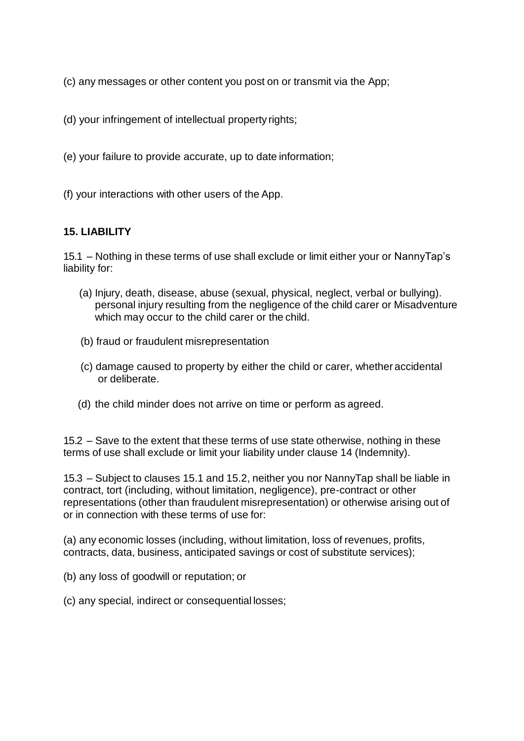(c) any messages or other content you post on or transmit via the App;

(d) your infringement of intellectual property rights;

(e) your failure to provide accurate, up to date information;

(f) your interactions with other users of the App.

**15. LIABILITY**

15.1 – Nothing in these terms of use shall exclude or limit either your or NannyTap's liability for:

(a) Injury, death, disease, abuse (sexual, physical, neglect, verbal or bullying). personal injury resulting from the negligence of the child carer or Misadventure which may occur to the child carer or the child.

(b) fraud or fraudulent misrepresentation

(c) damage caused to property by either the child or carer, whether accidental or deliberate.

(d) the child minder does not arrive on time or perform as agreed.

15.2 – Save to the extent that these terms of use state otherwise, nothing in these terms of use shall exclude or limit your liability under clause 14 (Indemnity).

15.3 – Subject to clauses 15.1 and 15.2, neither you nor NannyTap shall be liable in contract, tort (including, without limitation, negligence), pre-contract or other representations (other than fraudulent misrepresentation) or otherwise arising out of or in connection with these terms of use for:

(a) any economic losses (including, without limitation, loss of revenues, profits, contracts, data, business, anticipated savings or cost of substitute services);

(b) any loss of goodwill or reputation; or

(c) any special, indirect or consequential losses;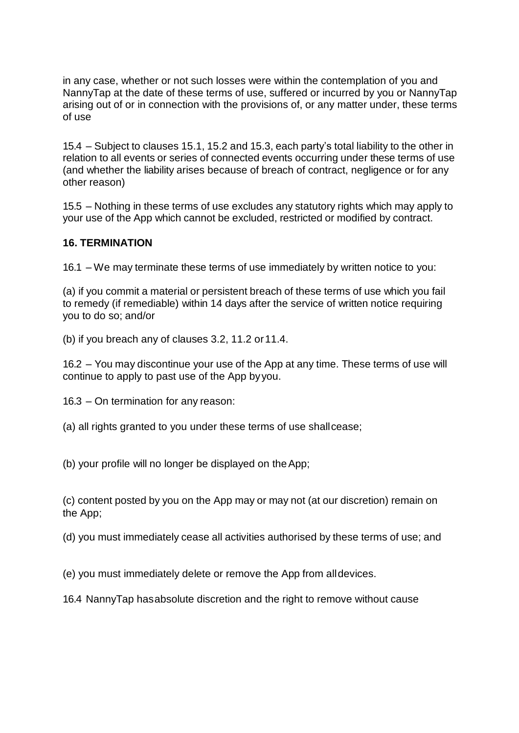in any case, whether or not such losses were within the contemplation of you and NannyTap at the date of these terms of use, suffered or incurred by you or NannyTap arising out of or in connection with the provisions of, or any matter under, these terms of use

15.4 – Subject to clauses 15.1, 15.2 and 15.3, each party's total liability to the other in relation to all events or series of connected events occurring under these terms of use (and whether the liability arises because of breach of contract, negligence or for any other reason)

15.5 – Nothing in these terms of use excludes any statutory rights which may apply to your use of the App which cannot be excluded, restricted or modified by contract.

**16. TERMINATION**

16.1 – We may terminate these terms of use immediately by written notice to you:

(a) if you commit a material or persistent breach of these terms of use which you fail to remedy (if remediable) within 14 days after the service of written notice requiring you to do so; and/or

(b) if you breach any of clauses 3.2, 11.2 or 11.4.

16.2 – You may discontinue your use of the App at any time. These terms of use will continue to apply to past use of the App by you.

16.3 – On termination for any reason:

(a) all rights granted to you under these terms of use shall cease;

(b) your profile will no longer be displayed on the App;

(c) content posted by you on the App may or may not (at our discretion) remain on the App;

(d) you must immediately cease all activities authorised by these terms of use; and

(e) you must immediately delete or remove the App from all devices.

16.4 NannyTap has absolute discretion and the right to remove without cause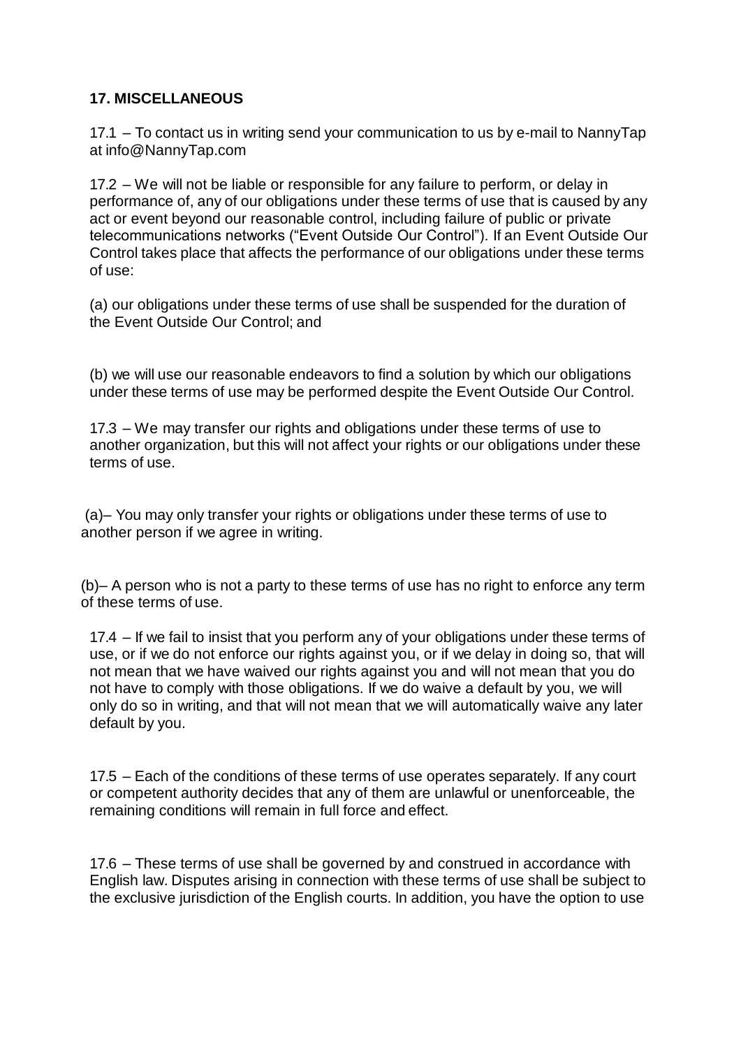**17. MISCELLANEOUS**

17.1 – To contact us in writing send your communication to us by e-mail to NannyTap at info@NannyTap.com

17.2 – We will not be liable or responsible for any failure to perform, or delay in performance of, any of our obligations under these terms of use that is caused by any act or event beyond our reasonable control, including failure of public or private telecommunications networks ("Event Outside Our Control"). If an Event Outside Our Control takes place that affects the performance of our obligations under these terms of use:

(a) our obligations under these terms of use shall be suspended for the duration of the Event Outside Our Control; and

(b) we will use our reasonable endeavors to find a solution by which our obligations under these terms of use may be performed despite the Event Outside Our Control.

17.3 – We may transfer our rights and obligations under these terms of use to another organization, but this will not affect your rights or our obligations under these terms of use.

(a)– You may only transfer your rights or obligations under these terms of use to another person if we agree in writing.

(b)– A person who is not a party to these terms of use has no right to enforce any term of these terms of use.

17.4 – If we fail to insist that you perform any of your obligations under these terms of use, or if we do not enforce our rights against you, or if we delay in doing so, that will not mean that we have waived our rights against you and will not mean that you do not have to comply with those obligations. If we do waive a default by you, we will only do so in writing, and that will not mean that we will automatically waive any later default by you.

17.5 – Each of the conditions of these terms of use operates separately. If any court or competent authority decides that any of them are unlawful or unenforceable, the remaining conditions will remain in full force and effect.

17.6 – These terms of use shall be governed by and construed in accordance with English law. Disputes arising in connection with these terms of use shall be subject to the exclusive jurisdiction of the English courts. In addition, you have the option to use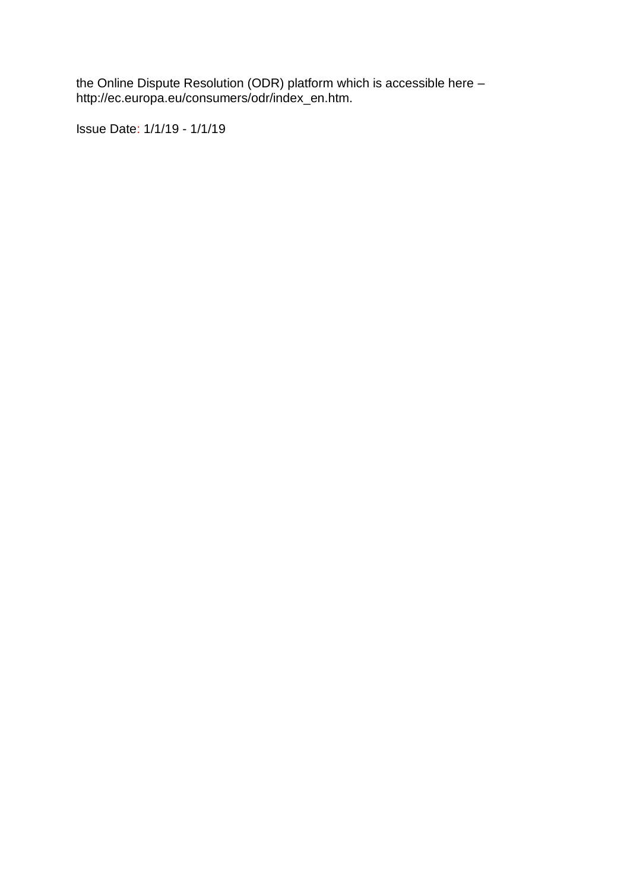the Online Dispute Resolution (ODR) platform which is accessible here – http://ec.europa.eu/consumers/odr/index_en.htm.

Issue Date: 1/1/19 - 1/1/19